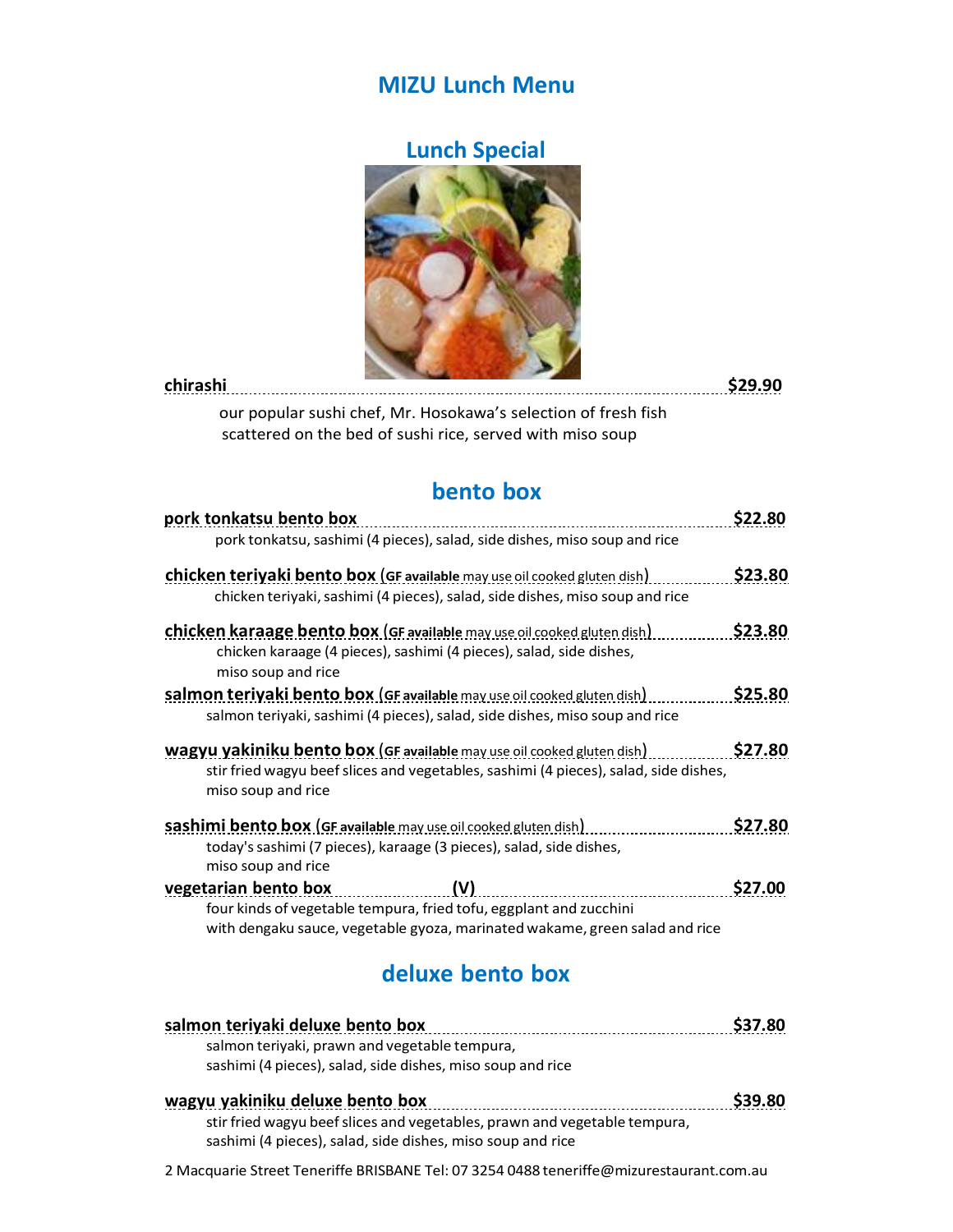# MIZU Lunch Menu

## Lunch Special

**chirashi** ............................................................ **$29.90**

our popular sushi chef, Mr. Hosokawa's selection of fresh fish scattered on the bed of sushi rice, served with miso soup

## bento box

**pork tonkatsu bento box** ............................................................ **$22.80**

pork tonkatsu, sashimi (4 pieces), salad, side dishes, miso soup and rice

**chicken teriyaki bento box** (**GF available** may use oil cooked gluten dish) .......... **$23.80**

chicken teriyaki, sashimi (4 pieces), salad, side dishes, miso soup and rice

**chicken karaage bento box** (**GF available** may use oil cooked gluten dish) .......... **$23.80**

chicken karaage (4 pieces), sashimi (4 pieces), salad, side dishes, miso soup and rice

**salmon teriyaki bento box** (**GF available** may use oil cooked gluten dish) .......... **$25.80**

salmon teriyaki, sashimi (4 pieces), salad, side dishes, miso soup and rice

**wagyu yakiniku bento box** (**GF available** may use oil cooked gluten dish) .......... **$27.80**

stir fried wagyu beef slices and vegetables, sashimi (4 pieces), salad, side dishes, miso soup and rice

**sashimi bento box** (**GF available** may use oil cooked gluten dish) .......... **$27.80**

today's sashimi (7 pieces), karaage (3 pieces), salad, side dishes, miso soup and rice

**vegetarian bento box** .......... **(V)** .......... **$27.00**

four kinds of vegetable tempura, fried tofu, eggplant and zucchini with dengaku sauce, vegetable gyoza, marinated wakame, green salad and rice

## deluxe bento box

**salmon teriyaki deluxe bento box** ............................................................ **$37.80**

salmon teriyaki, prawn and vegetable tempura, sashimi (4 pieces), salad, side dishes, miso soup and rice

**wagyu yakiniku deluxe bento box** ............................................................ **$39.80**

stir fried wagyu beef slices and vegetables, prawn and vegetable tempura, sashimi (4 pieces), salad, side dishes, miso soup and rice

2 Macquarie Street Teneriffe BRISBANE Tel: 07 3254 0488 teneriffe@mizurestaurant.com.au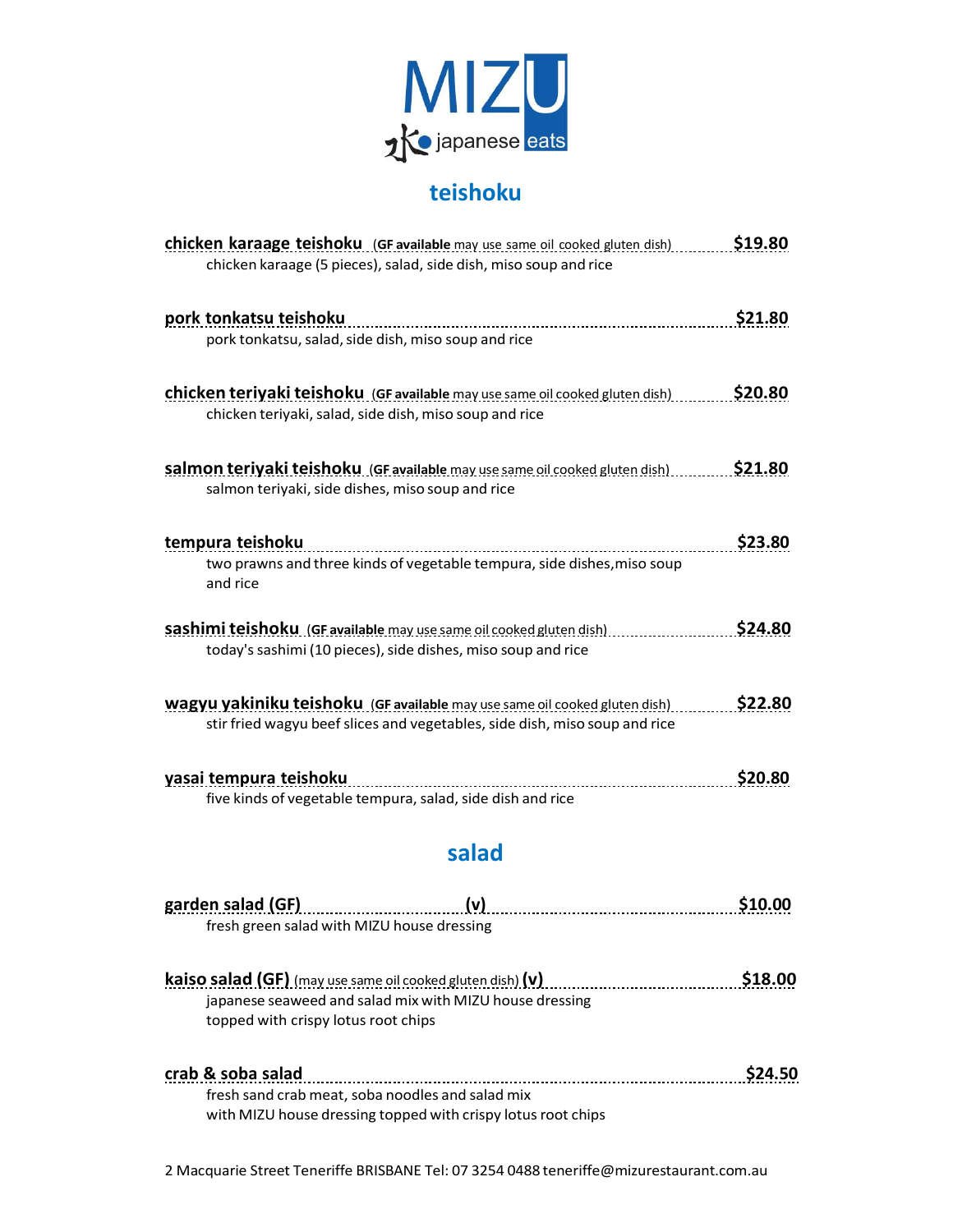# MIZU

水 japanese eats

## teishoku

**chicken karaage teishoku** (**GF available** may use same oil cooked gluten dish) **$19.80**
chicken karaage (5 pieces), salad, side dish, miso soup and rice

**pork tonkatsu teishoku** **$21.80**
pork tonkatsu, salad, side dish, miso soup and rice

**chicken teriyaki teishoku** (**GF available** may use same oil cooked gluten dish) **$20.80**
chicken teriyaki, salad, side dish, miso soup and rice

**salmon teriyaki teishoku** (**GF available** may use same oil cooked gluten dish) **$21.80**
salmon teriyaki, side dishes, miso soup and rice

**tempura teishoku** **$23.80**
two prawns and three kinds of vegetable tempura, side dishes,miso soup and rice

**sashimi teishoku** (**GF available** may use same oil cooked gluten dish) **$24.80**
today's sashimi (10 pieces), side dishes, miso soup and rice

**wagyu yakiniku teishoku** (**GF available** may use same oil cooked gluten dish) **$22.80**
stir fried wagyu beef slices and vegetables, side dish, miso soup and rice

**yasai tempura teishoku** **$20.80**
five kinds of vegetable tempura, salad, side dish and rice

## salad

**garden salad (GF)** **(v)** **$10.00**
fresh green salad with MIZU house dressing

**kaiso salad (GF)** (may use same oil cooked gluten dish) **(v)** **$18.00**
japanese seaweed and salad mix with MIZU house dressing
topped with crispy lotus root chips

**crab & soba salad** **$24.50**
fresh sand crab meat, soba noodles and salad mix
with MIZU house dressing topped with crispy lotus root chips

2 Macquarie Street Teneriffe BRISBANE Tel: 07 3254 0488 teneriffe@mizurestaurant.com.au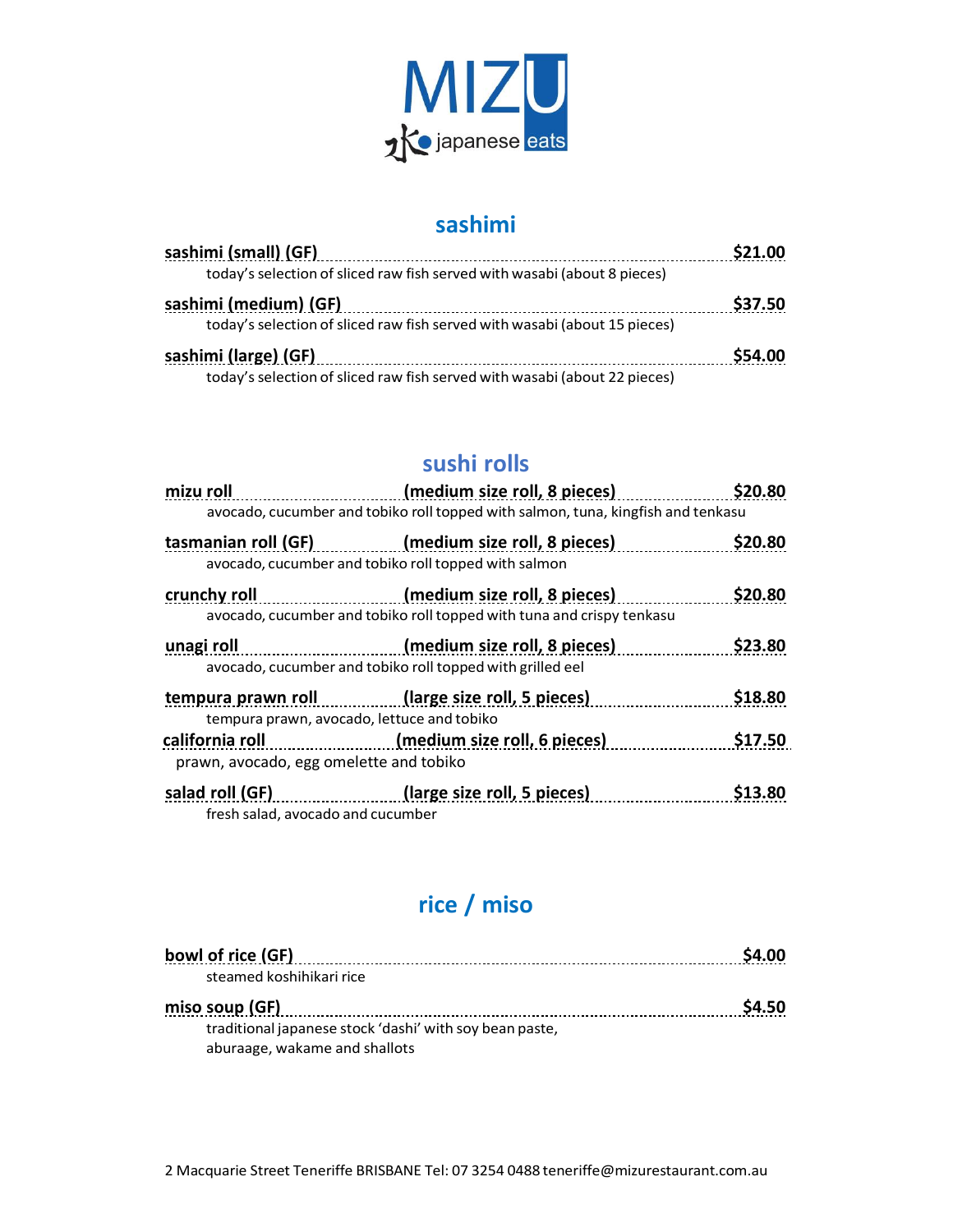# MIZU
水● japanese eats

## sashimi

**sashimi (small) (GF)** — **$21.00**
today's selection of sliced raw fish served with wasabi (about 8 pieces)

**sashimi (medium) (GF)** — **$37.50**
today's selection of sliced raw fish served with wasabi (about 15 pieces)

**sashimi (large) (GF)** — **$54.00**
today's selection of sliced raw fish served with wasabi (about 22 pieces)

## sushi rolls

**mizu roll** — **(medium size roll, 8 pieces)** — **$20.80**
avocado, cucumber and tobiko roll topped with salmon, tuna, kingfish and tenkasu

**tasmanian roll (GF)** — **(medium size roll, 8 pieces)** — **$20.80**
avocado, cucumber and tobiko roll topped with salmon

**crunchy roll** — **(medium size roll, 8 pieces)** — **$20.80**
avocado, cucumber and tobiko roll topped with tuna and crispy tenkasu

**unagi roll** — **(medium size roll, 8 pieces)** — **$23.80**
avocado, cucumber and tobiko roll topped with grilled eel

**tempura prawn roll** — **(large size roll, 5 pieces)** — **$18.80**
tempura prawn, avocado, lettuce and tobiko

**california roll** — **(medium size roll, 6 pieces)** — **$17.50**
prawn, avocado, egg omelette and tobiko

**salad roll (GF)** — **(large size roll, 5 pieces)** — **$13.80**
fresh salad, avocado and cucumber

## rice / miso

**bowl of rice (GF)** — **$4.00**
steamed koshihikari rice

**miso soup (GF)** — **$4.50**
traditional japanese stock 'dashi' with soy bean paste, aburaage, wakame and shallots

2 Macquarie Street Teneriffe BRISBANE Tel: 07 3254 0488 teneriffe@mizurestaurant.com.au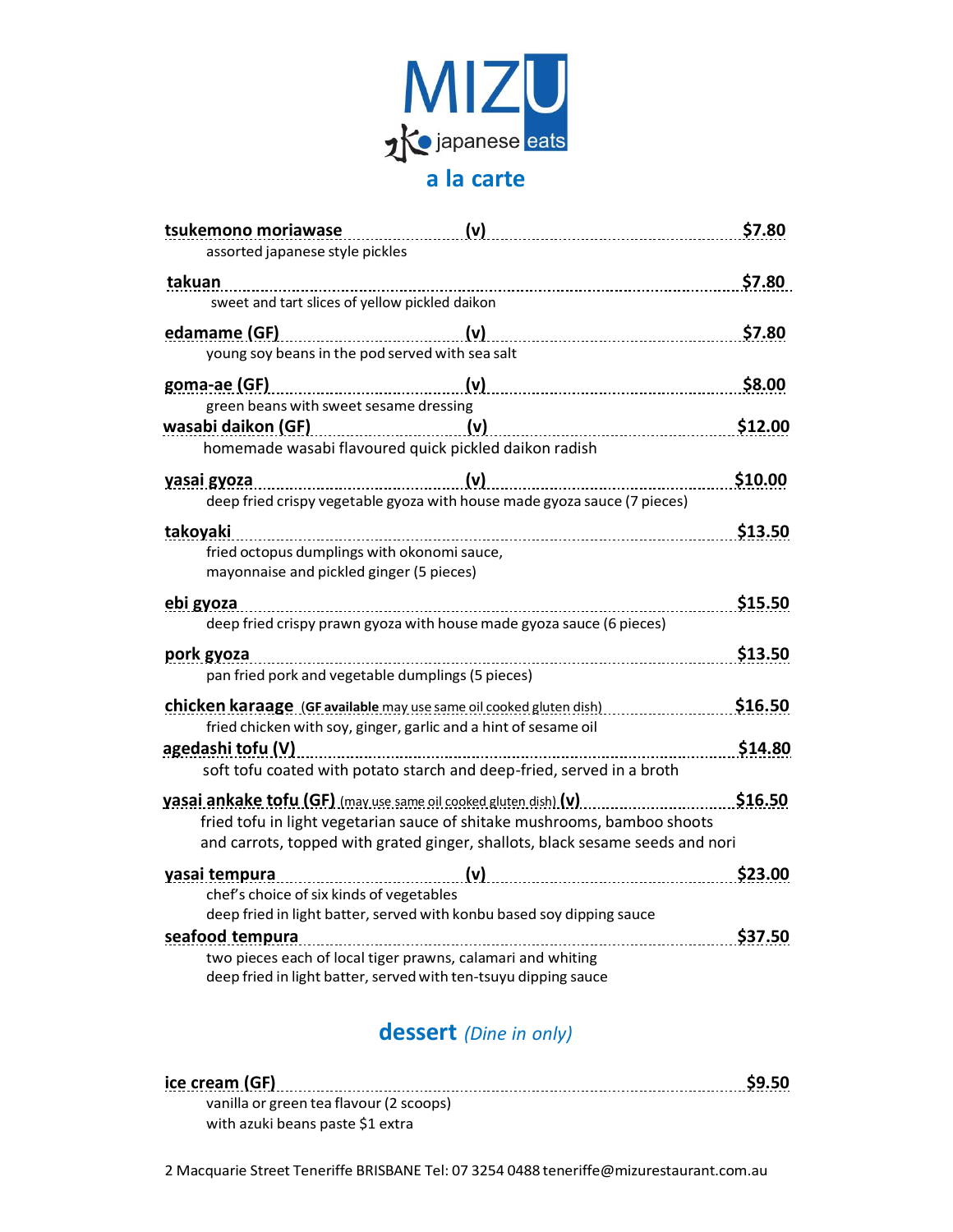# MIZU

水 japanese eats

## a la carte

**tsukemono moriawase** (v) **$7.80**
assorted japanese style pickles

**takuan** **$7.80**
sweet and tart slices of yellow pickled daikon

**edamame (GF)** (v) **$7.80**
young soy beans in the pod served with sea salt

**goma-ae (GF)** (v) **$8.00**
green beans with sweet sesame dressing

**wasabi daikon (GF)** (v) **$12.00**
homemade wasabi flavoured quick pickled daikon radish

**yasai gyoza** (v) **$10.00**
deep fried crispy vegetable gyoza with house made gyoza sauce (7 pieces)

**takoyaki** **$13.50**
fried octopus dumplings with okonomi sauce,
mayonnaise and pickled ginger (5 pieces)

**ebi gyoza** **$15.50**
deep fried crispy prawn gyoza with house made gyoza sauce (6 pieces)

**pork gyoza** **$13.50**
pan fried pork and vegetable dumplings (5 pieces)

**chicken karaage** (**GF available** may use same oil cooked gluten dish) **$16.50**
fried chicken with soy, ginger, garlic and a hint of sesame oil

**agedashi tofu (V)** **$14.80**
soft tofu coated with potato starch and deep-fried, served in a broth

**yasai ankake tofu (GF)** (may use same oil cooked gluten dish) **(v)** **$16.50**
fried tofu in light vegetarian sauce of shitake mushrooms, bamboo shoots
and carrots, topped with grated ginger, shallots, black sesame seeds and nori

**yasai tempura** (v) **$23.00**
chef's choice of six kinds of vegetables
deep fried in light batter, served with konbu based soy dipping sauce

**seafood tempura** **$37.50**
two pieces each of local tiger prawns, calamari and whiting
deep fried in light batter, served with ten-tsuyu dipping sauce

## dessert *(Dine in only)*

**ice cream (GF)** **$9.50**
vanilla or green tea flavour (2 scoops)
with azuki beans paste $1 extra

2 Macquarie Street Teneriffe BRISBANE Tel: 07 3254 0488 teneriffe@mizurestaurant.com.au